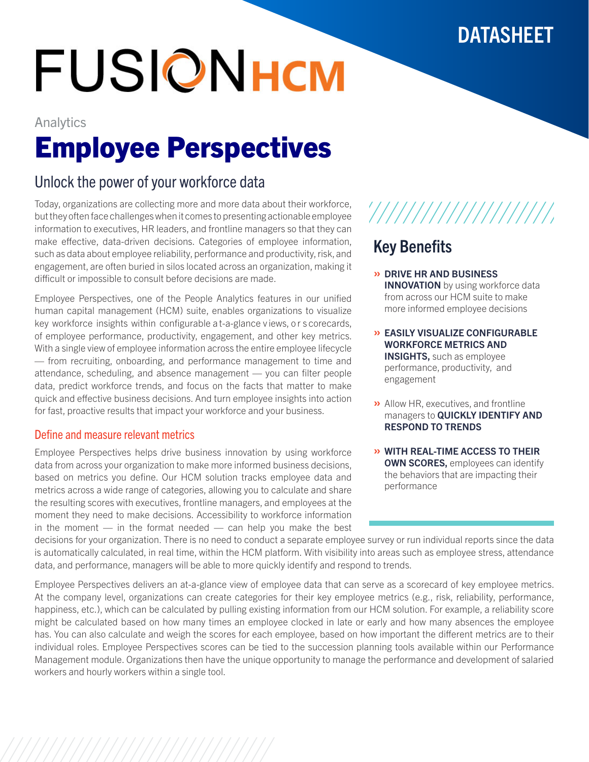DATASHEET

# FUSIONHCM

Analytics

# Employee Perspectives

## Unlock the power of your workforce data

Today, organizations are collecting more and more data about their workforce, but they often face challenges when it comes to presenting actionable employee information to executives, HR leaders, and frontline managers so that they can make effective, data-driven decisions. Categories of employee information, such as data about employee reliability, performance and productivity, risk, and engagement, are often buried in silos located across an organization, making it difficult or impossible to consult before decisions are made.

Employee Perspectives, one of the People Analytics features in our unified human capital management (HCM) suite, enables organizations to visualize key workforce insights within configurable at-a-glance views, or scorecards, of employee performance, productivity, engagement, and other key metrics. With a single view of employee information across the entire employee lifecycle — from recruiting, onboarding, and performance management to time and attendance, scheduling, and absence management — you can filter people data, predict workforce trends, and focus on the facts that matter to make quick and effective business decisions. And turn employee insights into action for fast, proactive results that impact your workforce and your business.

### Define and measure relevant metrics

Employee Perspectives helps drive business innovation by using workforce data from across your organization to make more informed business decisions, based on metrics you define. Our HCM solution tracks employee data and metrics across a wide range of categories, allowing you to calculate and share the resulting scores with executives, frontline managers, and employees at the moment they need to make decisions. Accessibility to workforce information in the moment — in the format needed — can help you make the best decisions for your organization. There is no need to conduct a separate employee survey or run individual reports since the data is automatically calculated, in real time, within the HCM platform. With visibility into areas such as employee stress, attendance data, and performance, managers will be able to more quickly identify and respond to trends.

Employee Perspectives delivers an at-a-glance view of employee data that can serve as a scorecard of key employee metrics. At the company level, organizations can create categories for their key employee metrics (e.g., risk, reliability, performance, happiness, etc.), which can be calculated by pulling existing information from our HCM solution. For example, a reliability score might be calculated based on how many times an employee clocked in late or early and how many absences the employee has. You can also calculate and weigh the scores for each employee, based on how important the different metrics are to their individual roles. Employee Perspectives scores can be tied to the succession planning tools available within our Performance Management module. Organizations then have the unique opportunity to manage the performance and development of salaried workers and hourly workers within a single tool.

## Key Benefits

- **DRIVE HR AND BUSINESS INNOVATION** by using workforce data from across our HCM suite to make more informed employee decisions
- **EASILY VISUALIZE CONFIGURABLE WORKFORCE METRICS AND INSIGHTS,** such as employee performance, productivity, and engagement
- Allow HR, executives, and frontline managers to **QUICKLY IDENTIFY AND RESPOND TO TRENDS**
- **WITH REAL-TIME ACCESS TO THEIR OWN SCORES,** employees can identify the behaviors that are impacting their performance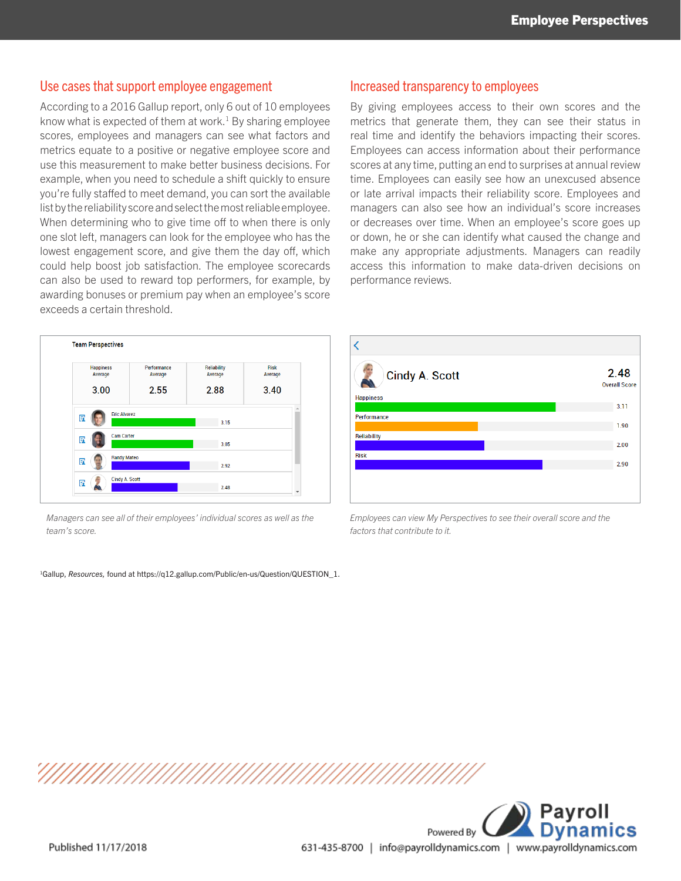## Use cases that support employee engagement

According to a 2016 Gallup report, only 6 out of 10 employees know what is expected of them at work.[1] By sharing employee scores, employees and managers can see what factors and metrics equate to a positive or negative employee score and use this measurement to make better business decisions. For example, when you need to schedule a shift quickly to ensure you're fully staffed to meet demand, you can sort the available list by the reliability score and select the most reliable employee. When determining who to give time off to when there is only one slot left, managers can look for the employee who has the lowest engagement score, and give them the day off, which could help boost job satisfaction. The employee scorecards can also be used to reward top performers, for example, by awarding bonuses or premium pay when an employee's score exceeds a certain threshold.

## Increased transparency to employees

By giving employees access to their own scores and the metrics that generate them, they can see their status in real time and identify the behaviors impacting their scores. Employees can access information about their performance scores at any time, putting an end to surprises at annual review time. Employees can easily see how an unexcused absence or late arrival impacts their reliability score. Employees and managers can also see how an individual's score increases or decreases over time. When an employee's score goes up or down, he or she can identify what caused the change and make any appropriate adjustments. Managers can readily access this information to make data-driven decisions on performance reviews.

Team Perspectives

Happiness Average 3.00
Performance Average 2.55
Reliability Average 2.88
Risk Average 3.40

Eric Alvarez 3.15
Cam Carter 3.05
Randy Mateo 2.92
Cindy A. Scott 2.48

*Managers can see all of their employees' individual scores as well as the team's score.*

Cindy A. Scott
2.48
Overall Score

Happiness 3.11
Performance 1.90
Reliability 2.00
Risk 2.90

*Employees can view My Perspectives to see their overall score and the factors that contribute to it.*

[1] Gallup, *Resources,* found at https://q12.gallup.com/Public/en-us/Question/QUESTION_1.

Published 11/17/2018

Powered By Payroll Dynamics

631-435-8700 | info@payrolldynamics.com | www.payrolldynamics.com